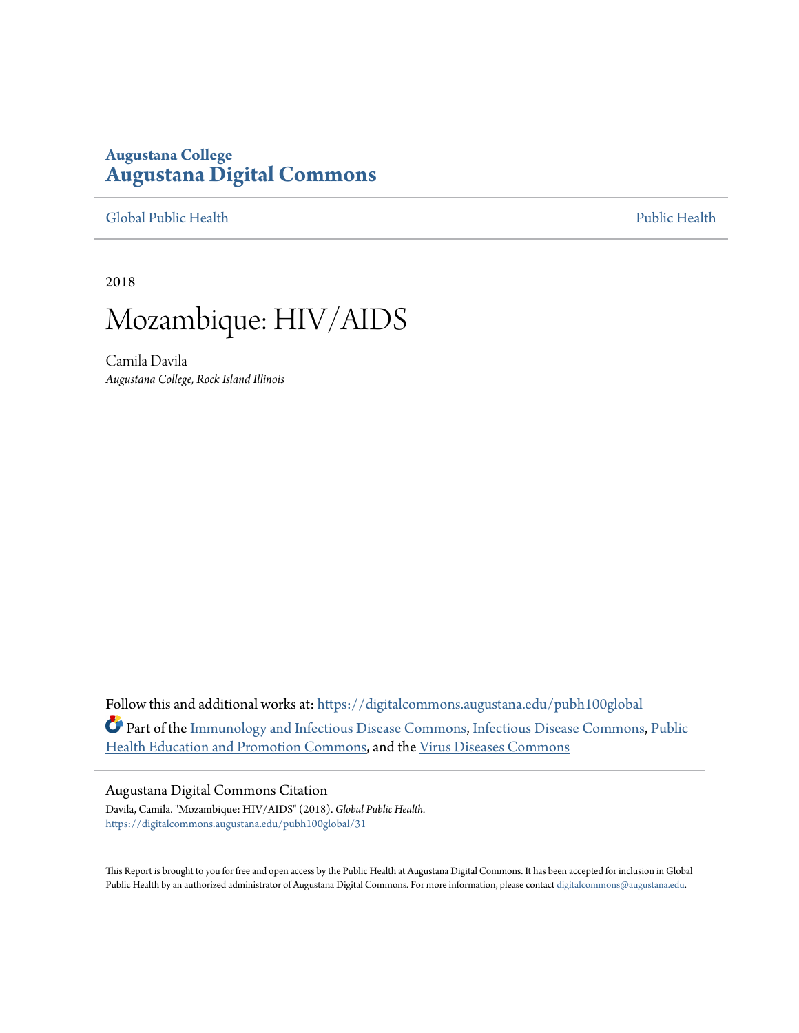Augustana College

# Augustana Digital Commons

Global Public Health | Public Health

2018

# Mozambique: HIV/AIDS

Camila Davila
*Augustana College, Rock Island Illinois*

Follow this and additional works at: https://digitalcommons.augustana.edu/pubh100global

Part of the Immunology and Infectious Disease Commons, Infectious Disease Commons, Public Health Education and Promotion Commons, and the Virus Diseases Commons

## Augustana Digital Commons Citation

Davila, Camila. "Mozambique: HIV/AIDS" (2018). *Global Public Health.*
https://digitalcommons.augustana.edu/pubh100global/31

This Report is brought to you for free and open access by the Public Health at Augustana Digital Commons. It has been accepted for inclusion in Global Public Health by an authorized administrator of Augustana Digital Commons. For more information, please contact digitalcommons@augustana.edu.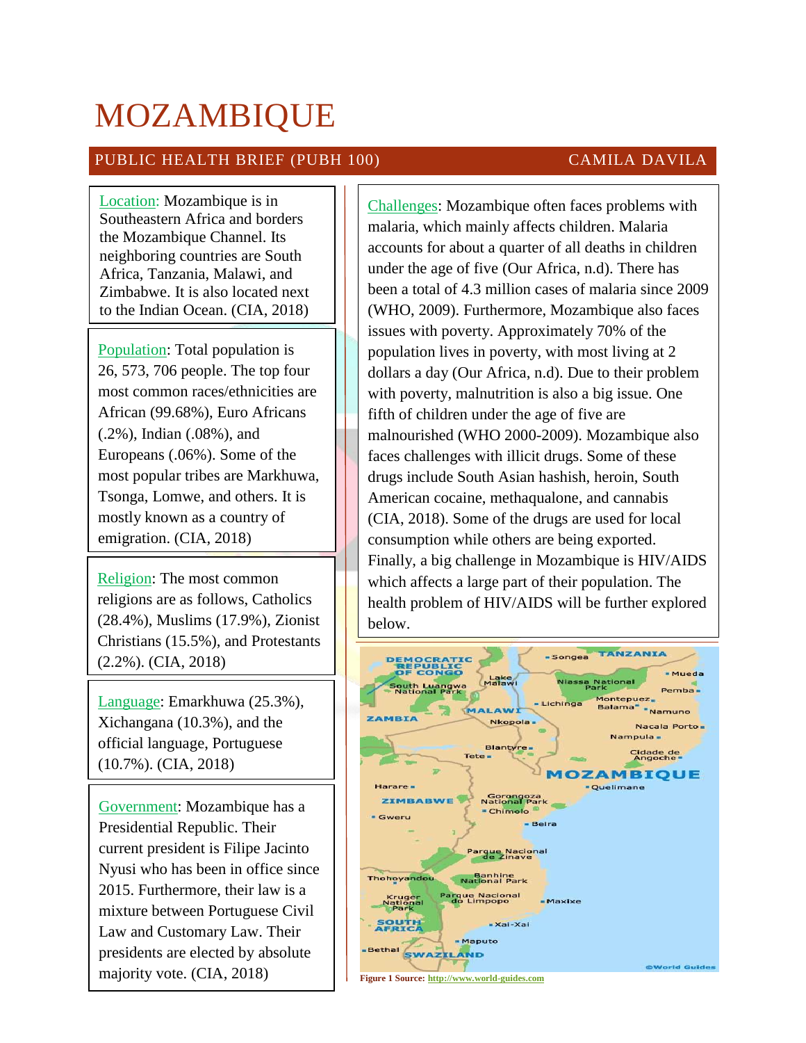# MOZAMBIQUE

PUBLIC HEALTH BRIEF (PUBH 100) CAMILA DAVILA

Location: Mozambique is in Southeastern Africa and borders the Mozambique Channel. Its neighboring countries are South Africa, Tanzania, Malawi, and Zimbabwe. It is also located next to the Indian Ocean. (CIA, 2018)

Population: Total population is 26, 573, 706 people. The top four most common races/ethnicities are African (99.68%), Euro Africans (.2%), Indian (.08%), and Europeans (.06%). Some of the most popular tribes are Markhuwa, Tsonga, Lomwe, and others. It is mostly known as a country of emigration. (CIA, 2018)

Religion: The most common religions are as follows, Catholics (28.4%), Muslims (17.9%), Zionist Christians (15.5%), and Protestants (2.2%). (CIA, 2018)

Language: Emarkhuwa (25.3%), Xichangana (10.3%), and the official language, Portuguese (10.7%). (CIA, 2018)

Government: Mozambique has a Presidential Republic. Their current president is Filipe Jacinto Nyusi who has been in office since 2015. Furthermore, their law is a mixture between Portuguese Civil Law and Customary Law. Their presidents are elected by absolute majority vote. (CIA, 2018)

Challenges: Mozambique often faces problems with malaria, which mainly affects children. Malaria accounts for about a quarter of all deaths in children under the age of five (Our Africa, n.d). There has been a total of 4.3 million cases of malaria since 2009 (WHO, 2009). Furthermore, Mozambique also faces issues with poverty. Approximately 70% of the population lives in poverty, with most living at 2 dollars a day (Our Africa, n.d). Due to their problem with poverty, malnutrition is also a big issue. One fifth of children under the age of five are malnourished (WHO 2000-2009). Mozambique also faces challenges with illicit drugs. Some of these drugs include South Asian hashish, heroin, South American cocaine, methaqualone, and cannabis (CIA, 2018). Some of the drugs are used for local consumption while others are being exported. Finally, a big challenge in Mozambique is HIV/AIDS which affects a large part of their population. The health problem of HIV/AIDS will be further explored below.

**Figure 1 Source: http://www.world-guides.com**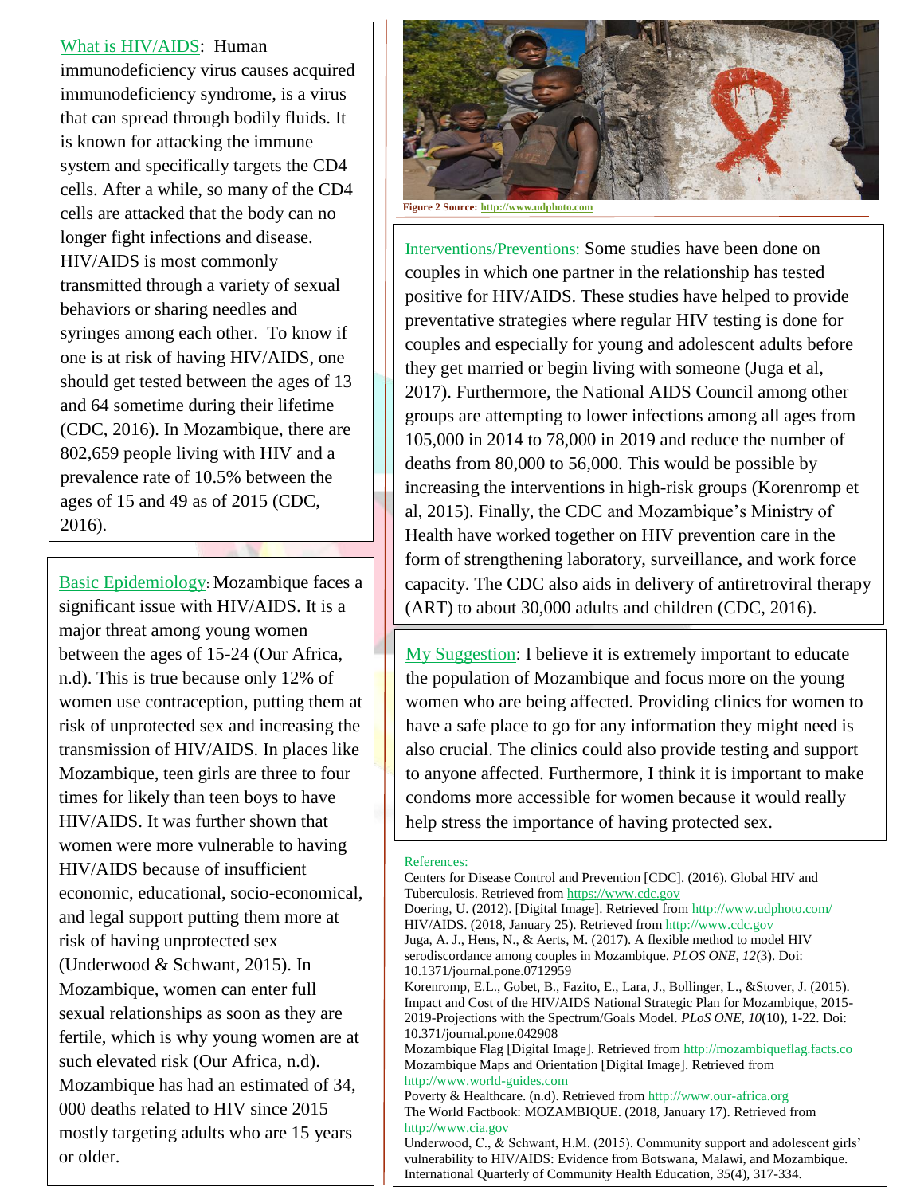**What is HIV/AIDS**: Human immunodeficiency virus causes acquired immunodeficiency syndrome, is a virus that can spread through bodily fluids. It is known for attacking the immune system and specifically targets the CD4 cells. After a while, so many of the CD4 cells are attacked that the body can no longer fight infections and disease. HIV/AIDS is most commonly transmitted through a variety of sexual behaviors or sharing needles and syringes among each other. To know if one is at risk of having HIV/AIDS, one should get tested between the ages of 13 and 64 sometime during their lifetime (CDC, 2016). In Mozambique, there are 802,659 people living with HIV and a prevalence rate of 10.5% between the ages of 15 and 49 as of 2015 (CDC, 2016).

**Basic Epidemiology**: Mozambique faces a significant issue with HIV/AIDS. It is a major threat among young women between the ages of 15-24 (Our Africa, n.d). This is true because only 12% of women use contraception, putting them at risk of unprotected sex and increasing the transmission of HIV/AIDS. In places like Mozambique, teen girls are three to four times for likely than teen boys to have HIV/AIDS. It was further shown that women were more vulnerable to having HIV/AIDS because of insufficient economic, educational, socio-economical, and legal support putting them more at risk of having unprotected sex (Underwood & Schwant, 2015). In Mozambique, women can enter full sexual relationships as soon as they are fertile, which is why young women are at such elevated risk (Our Africa, n.d). Mozambique has had an estimated of 34, 000 deaths related to HIV since 2015 mostly targeting adults who are 15 years or older.

**Figure 2 Source: http://www.udphoto.com**

**Interventions/Preventions:** Some studies have been done on couples in which one partner in the relationship has tested positive for HIV/AIDS. These studies have helped to provide preventative strategies where regular HIV testing is done for couples and especially for young and adolescent adults before they get married or begin living with someone (Juga et al, 2017). Furthermore, the National AIDS Council among other groups are attempting to lower infections among all ages from 105,000 in 2014 to 78,000 in 2019 and reduce the number of deaths from 80,000 to 56,000. This would be possible by increasing the interventions in high-risk groups (Korenromp et al, 2015). Finally, the CDC and Mozambique's Ministry of Health have worked together on HIV prevention care in the form of strengthening laboratory, surveillance, and work force capacity. The CDC also aids in delivery of antiretroviral therapy (ART) to about 30,000 adults and children (CDC, 2016).

**My Suggestion**: I believe it is extremely important to educate the population of Mozambique and focus more on the young women who are being affected. Providing clinics for women to have a safe place to go for any information they might need is also crucial. The clinics could also provide testing and support to anyone affected. Furthermore, I think it is important to make condoms more accessible for women because it would really help stress the importance of having protected sex.

**References:**

Centers for Disease Control and Prevention [CDC]. (2016). Global HIV and Tuberculosis. Retrieved from https://www.cdc.gov

Doering, U. (2012). [Digital Image]. Retrieved from http://www.udphoto.com/

HIV/AIDS. (2018, January 25). Retrieved from http://www.cdc.gov

Juga, A. J., Hens, N., & Aerts, M. (2017). A flexible method to model HIV serodiscordance among couples in Mozambique. *PLOS ONE, 12*(3). Doi: 10.1371/journal.pone.0712959

Korenromp, E.L., Gobet, B., Fazito, E., Lara, J., Bollinger, L., &Stover, J. (2015). Impact and Cost of the HIV/AIDS National Strategic Plan for Mozambique, 2015-2019-Projections with the Spectrum/Goals Model. *PLoS ONE, 10*(10), 1-22. Doi: 10.371/journal.pone.042908

Mozambique Flag [Digital Image]. Retrieved from http://mozambiqueflag.facts.co

Mozambique Maps and Orientation [Digital Image]. Retrieved from http://www.world-guides.com

Poverty & Healthcare. (n.d). Retrieved from http://www.our-africa.org

The World Factbook: MOZAMBIQUE. (2018, January 17). Retrieved from http://www.cia.gov

Underwood, C., & Schwant, H.M. (2015). Community support and adolescent girls' vulnerability to HIV/AIDS: Evidence from Botswana, Malawi, and Mozambique. International Quarterly of Community Health Education, *35*(4), 317-334.